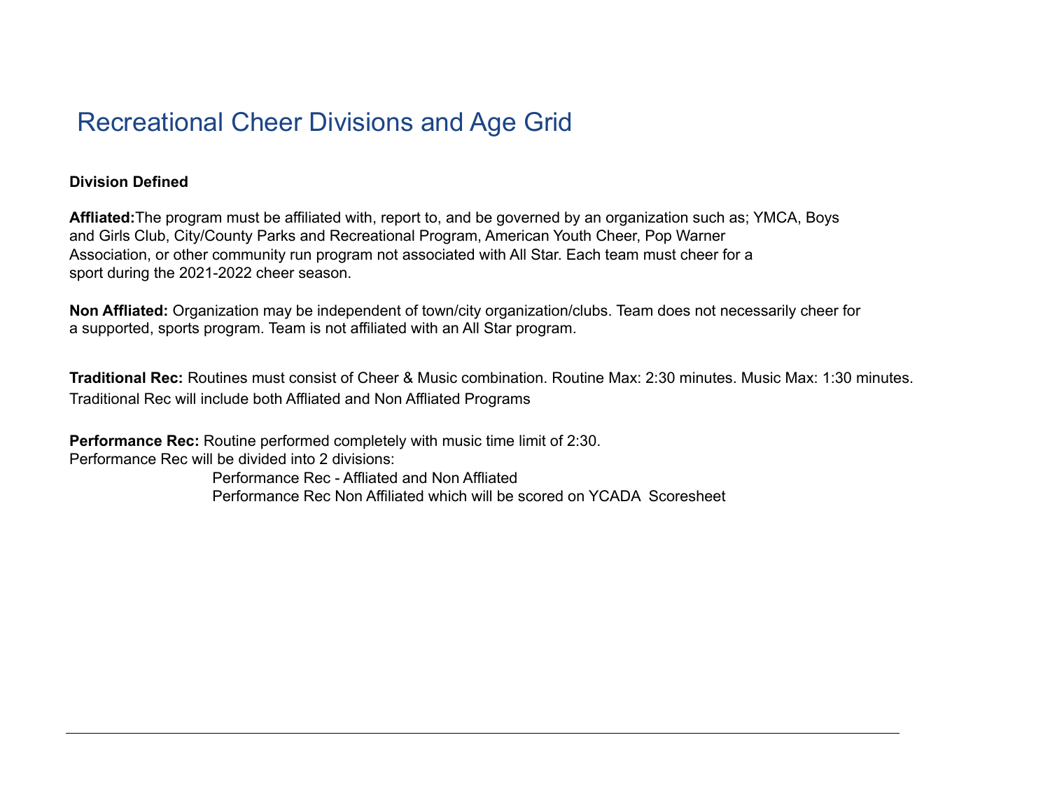# Recreational Cheer Divisions and Age Grid

**Division Defined**

**Affliated:**The program must be affiliated with, report to, and be governed by an organization such as; YMCA, Boys and Girls Club, City/County Parks and Recreational Program, American Youth Cheer, Pop Warner Association, or other community run program not associated with All Star. Each team must cheer for a sport during the 2021-2022 cheer season.

**Non Affliated:** Organization may be independent of town/city organization/clubs. Team does not necessarily cheer for a supported, sports program. Team is not affiliated with an All Star program.

**Traditional Rec:** Routines must consist of Cheer & Music combination. Routine Max: 2:30 minutes. Music Max: 1:30 minutes. Traditional Rec will include both Affliated and Non Affliated Programs

**Performance Rec:** Routine performed completely with music time limit of 2:30.
Performance Rec will be divided into 2 divisions:

- Performance Rec - Affliated and Non Affliated
- Performance Rec Non Affiliated which will be scored on YCADA Scoresheet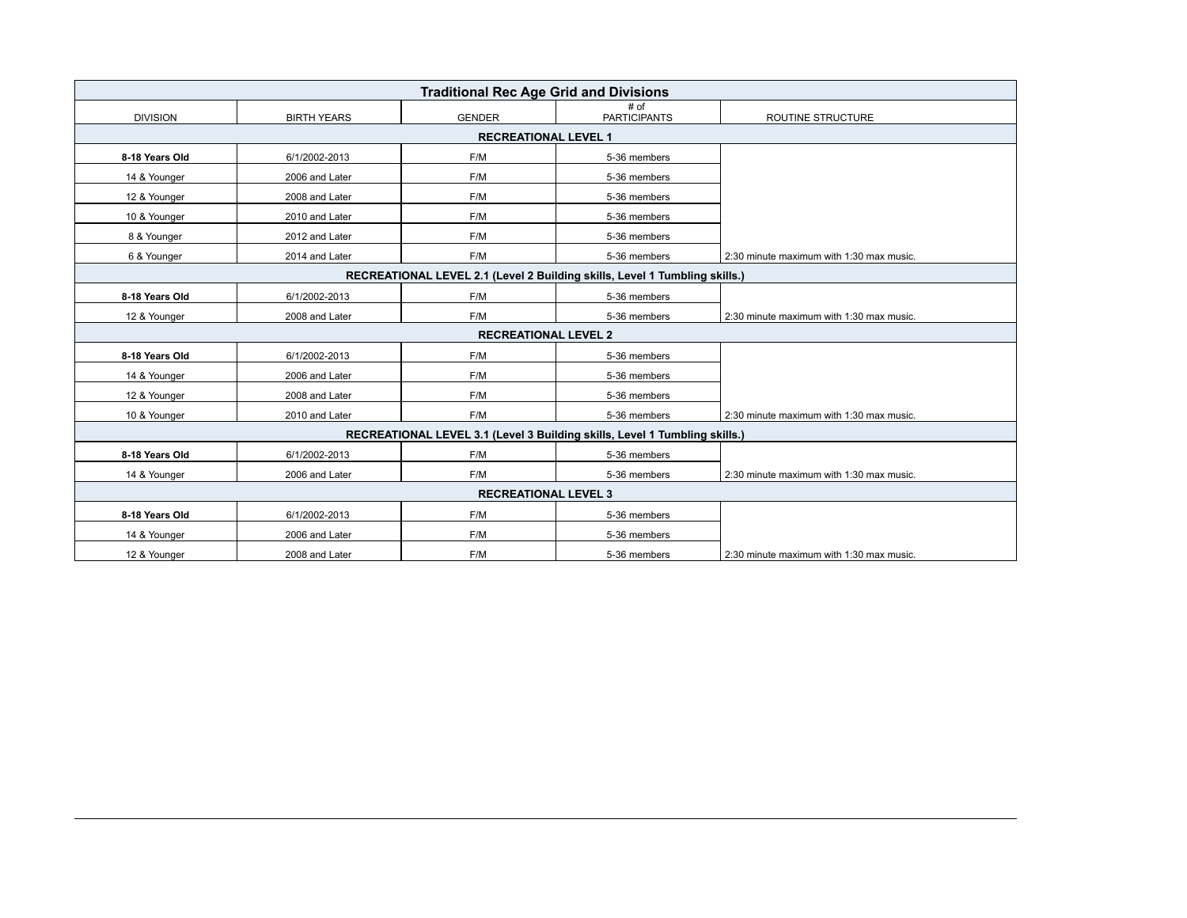| Traditional Rec Age Grid and Divisions | | | | |
|---|---|---|---|---|
| DIVISION | BIRTH YEARS | GENDER | # of PARTICIPANTS | ROUTINE STRUCTURE |
| **RECREATIONAL LEVEL 1** | | | | |
| **8-18 Years Old** | 6/1/2002-2013 | F/M | 5-36 members | |
| 14 & Younger | 2006 and Later | F/M | 5-36 members | |
| 12 & Younger | 2008 and Later | F/M | 5-36 members | |
| 10 & Younger | 2010 and Later | F/M | 5-36 members | |
| 8 & Younger | 2012 and Later | F/M | 5-36 members | |
| 6 & Younger | 2014 and Later | F/M | 5-36 members | 2:30 minute maximum with 1:30 max music. |
| **RECREATIONAL LEVEL 2.1 (Level 2 Building skills, Level 1 Tumbling skills.)** | | | | |
| **8-18 Years Old** | 6/1/2002-2013 | F/M | 5-36 members | |
| 12 & Younger | 2008 and Later | F/M | 5-36 members | 2:30 minute maximum with 1:30 max music. |
| **RECREATIONAL LEVEL 2** | | | | |
| **8-18 Years Old** | 6/1/2002-2013 | F/M | 5-36 members | |
| 14 & Younger | 2006 and Later | F/M | 5-36 members | |
| 12 & Younger | 2008 and Later | F/M | 5-36 members | |
| 10 & Younger | 2010 and Later | F/M | 5-36 members | 2:30 minute maximum with 1:30 max music. |
| **RECREATIONAL LEVEL 3.1 (Level 3 Building skills, Level 1 Tumbling skills.)** | | | | |
| **8-18 Years Old** | 6/1/2002-2013 | F/M | 5-36 members | |
| 14 & Younger | 2006 and Later | F/M | 5-36 members | 2:30 minute maximum with 1:30 max music. |
| **RECREATIONAL LEVEL 3** | | | | |
| **8-18 Years Old** | 6/1/2002-2013 | F/M | 5-36 members | |
| 14 & Younger | 2006 and Later | F/M | 5-36 members | |
| 12 & Younger | 2008 and Later | F/M | 5-36 members | 2:30 minute maximum with 1:30 max music. |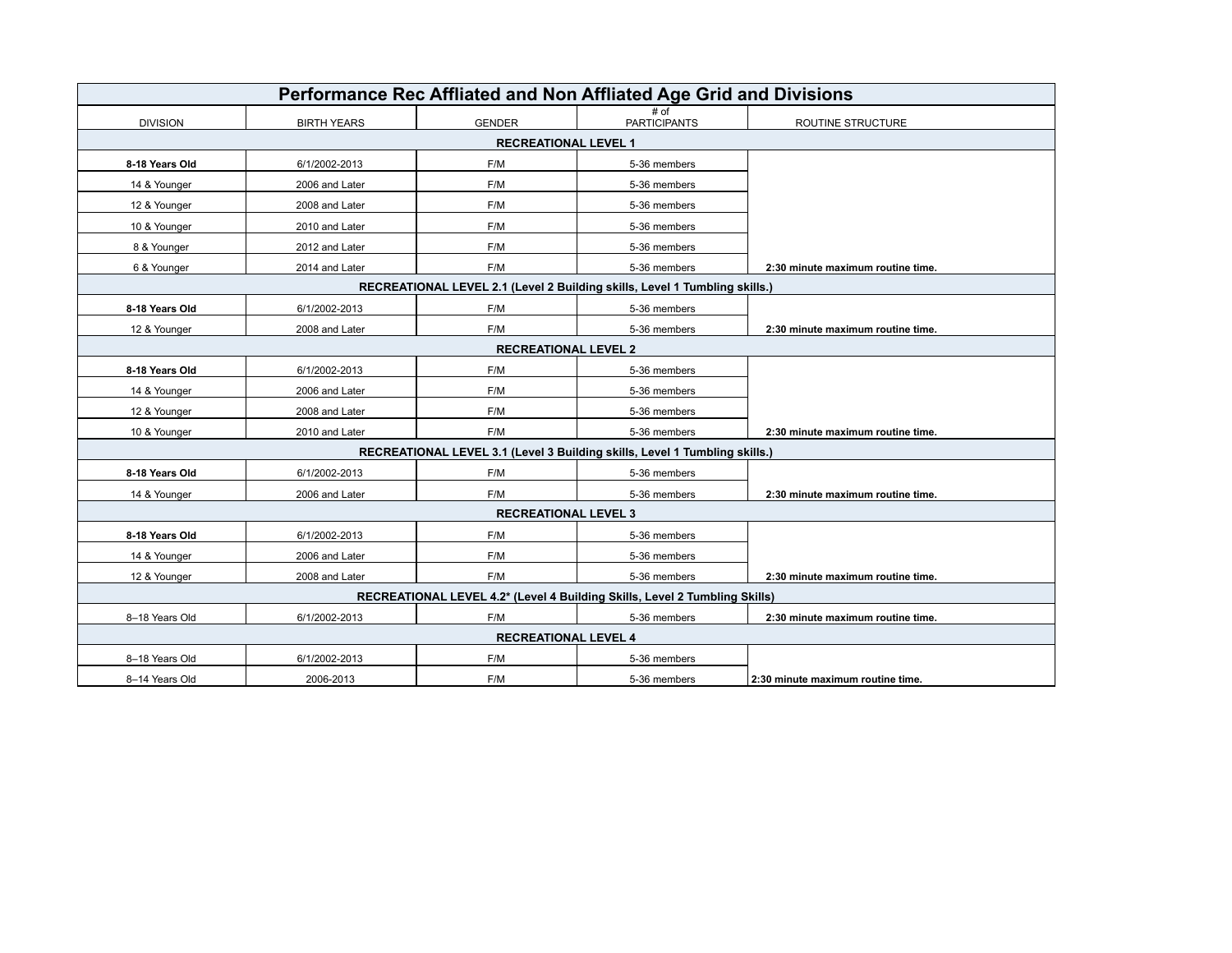| Performance Rec Affliated and Non Affliated Age Grid and Divisions | | | | |
|---|---|---|---|---|
| DIVISION | BIRTH YEARS | GENDER | # of PARTICIPANTS | ROUTINE STRUCTURE |
| **RECREATIONAL LEVEL 1** | | | | |
| **8-18 Years Old** | 6/1/2002-2013 | F/M | 5-36 members | |
| 14 & Younger | 2006 and Later | F/M | 5-36 members | |
| 12 & Younger | 2008 and Later | F/M | 5-36 members | |
| 10 & Younger | 2010 and Later | F/M | 5-36 members | |
| 8 & Younger | 2012 and Later | F/M | 5-36 members | |
| 6 & Younger | 2014 and Later | F/M | 5-36 members | **2:30 minute maximum routine time.** |
| **RECREATIONAL LEVEL 2.1 (Level 2 Building skills, Level 1 Tumbling skills.)** | | | | |
| **8-18 Years Old** | 6/1/2002-2013 | F/M | 5-36 members | |
| 12 & Younger | 2008 and Later | F/M | 5-36 members | **2:30 minute maximum routine time.** |
| **RECREATIONAL LEVEL 2** | | | | |
| **8-18 Years Old** | 6/1/2002-2013 | F/M | 5-36 members | |
| 14 & Younger | 2006 and Later | F/M | 5-36 members | |
| 12 & Younger | 2008 and Later | F/M | 5-36 members | |
| 10 & Younger | 2010 and Later | F/M | 5-36 members | **2:30 minute maximum routine time.** |
| **RECREATIONAL LEVEL 3.1 (Level 3 Building skills, Level 1 Tumbling skills.)** | | | | |
| **8-18 Years Old** | 6/1/2002-2013 | F/M | 5-36 members | |
| 14 & Younger | 2006 and Later | F/M | 5-36 members | **2:30 minute maximum routine time.** |
| **RECREATIONAL LEVEL 3** | | | | |
| **8-18 Years Old** | 6/1/2002-2013 | F/M | 5-36 members | |
| 14 & Younger | 2006 and Later | F/M | 5-36 members | |
| 12 & Younger | 2008 and Later | F/M | 5-36 members | **2:30 minute maximum routine time.** |
| **RECREATIONAL LEVEL 4.2* (Level 4 Building Skills, Level 2 Tumbling Skills)** | | | | |
| 8–18 Years Old | 6/1/2002-2013 | F/M | 5-36 members | **2:30 minute maximum routine time.** |
| **RECREATIONAL LEVEL 4** | | | | |
| 8–18 Years Old | 6/1/2002-2013 | F/M | 5-36 members | |
| 8–14 Years Old | 2006-2013 | F/M | 5-36 members | **2:30 minute maximum routine time.** |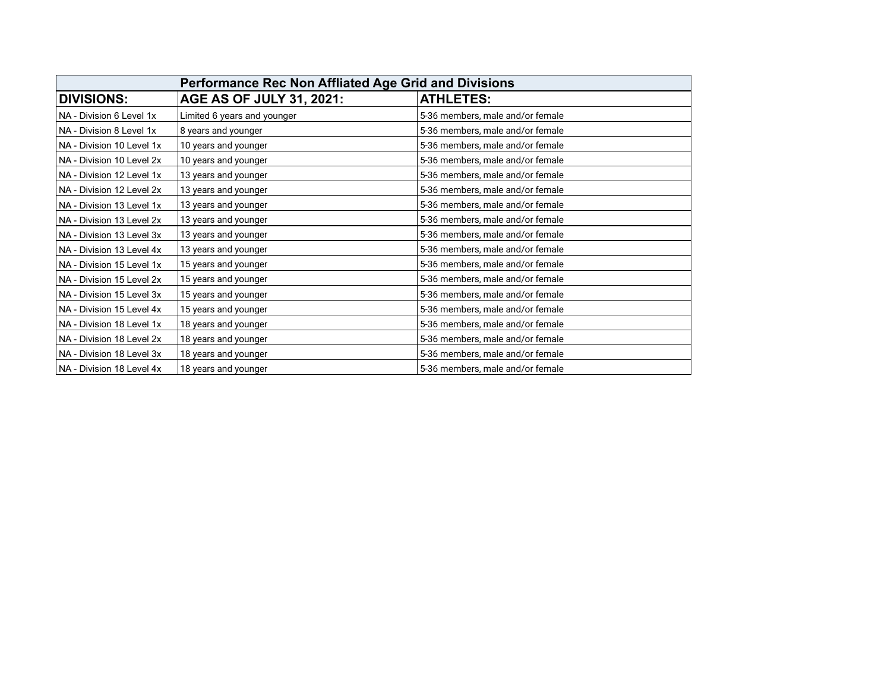| Performance Rec Non Affliated Age Grid and Divisions | | |
|---|---|---|
| **DIVISIONS:** | **AGE AS OF JULY 31, 2021:** | **ATHLETES:** |
| NA - Division 6 Level 1x | Limited 6 years and younger | 5-36 members, male and/or female |
| NA - Division 8 Level 1x | 8 years and younger | 5-36 members, male and/or female |
| NA - Division 10 Level 1x | 10 years and younger | 5-36 members, male and/or female |
| NA - Division 10 Level 2x | 10 years and younger | 5-36 members, male and/or female |
| NA - Division 12 Level 1x | 13 years and younger | 5-36 members, male and/or female |
| NA - Division 12 Level 2x | 13 years and younger | 5-36 members, male and/or female |
| NA - Division 13 Level 1x | 13 years and younger | 5-36 members, male and/or female |
| NA - Division 13 Level 2x | 13 years and younger | 5-36 members, male and/or female |
| NA - Division 13 Level 3x | 13 years and younger | 5-36 members, male and/or female |
| NA - Division 13 Level 4x | 13 years and younger | 5-36 members, male and/or female |
| NA - Division 15 Level 1x | 15 years and younger | 5-36 members, male and/or female |
| NA - Division 15 Level 2x | 15 years and younger | 5-36 members, male and/or female |
| NA - Division 15 Level 3x | 15 years and younger | 5-36 members, male and/or female |
| NA - Division 15 Level 4x | 15 years and younger | 5-36 members, male and/or female |
| NA - Division 18 Level 1x | 18 years and younger | 5-36 members, male and/or female |
| NA - Division 18 Level 2x | 18 years and younger | 5-36 members, male and/or female |
| NA - Division 18 Level 3x | 18 years and younger | 5-36 members, male and/or female |
| NA - Division 18 Level 4x | 18 years and younger | 5-36 members, male and/or female |